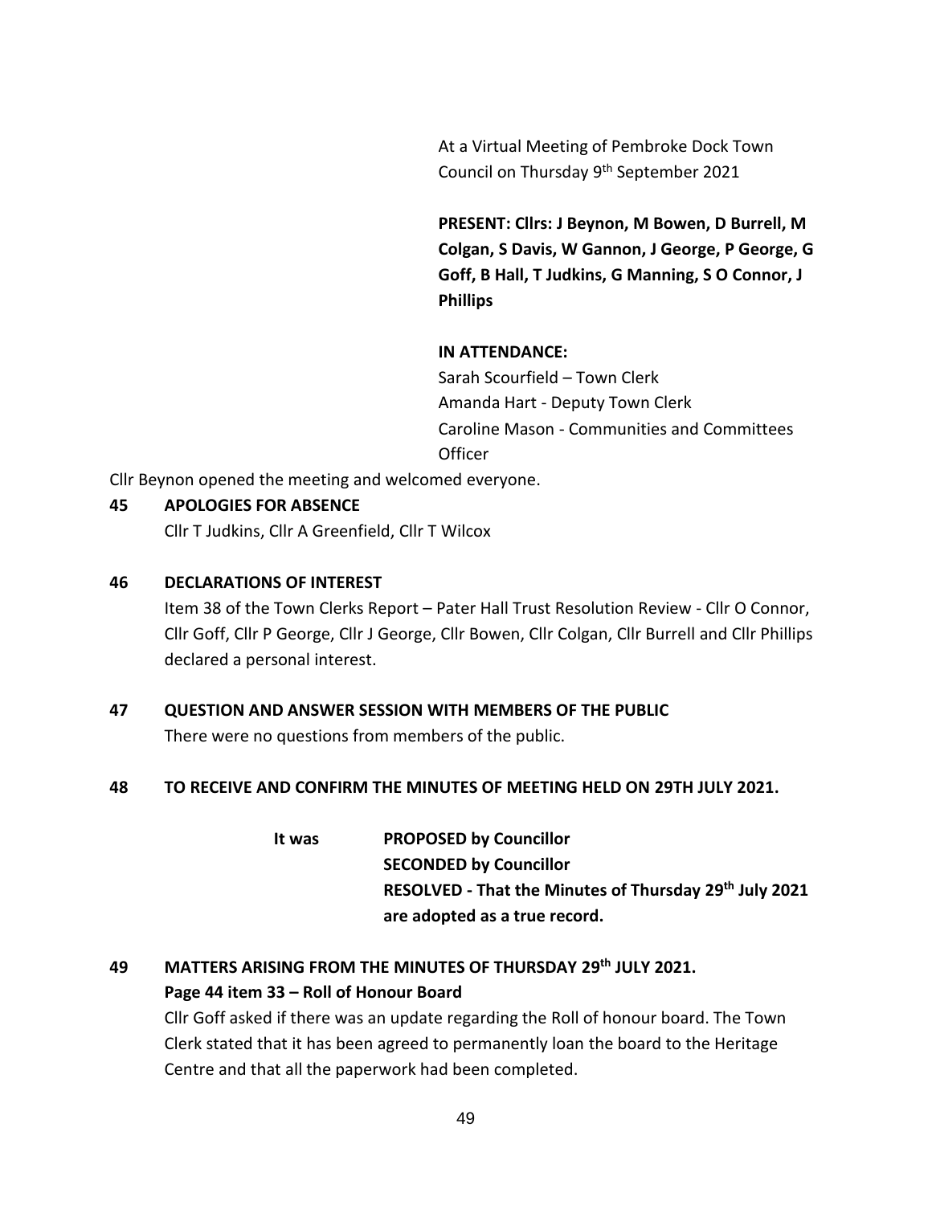At a Virtual Meeting of Pembroke Dock Town Council on Thursday 9th September 2021

**PRESENT: Cllrs: J Beynon, M Bowen, D Burrell, M Colgan, S Davis, W Gannon, J George, P George, G Goff, B Hall, T Judkins, G Manning, S O Connor, J Phillips**

**IN ATTENDANCE:**
Sarah Scourfield – Town Clerk
Amanda Hart - Deputy Town Clerk
Caroline Mason - Communities and Committees Officer

Cllr Beynon opened the meeting and welcomed everyone.

## 45 APOLOGIES FOR ABSENCE

Cllr T Judkins, Cllr A Greenfield, Cllr T Wilcox

## 46 DECLARATIONS OF INTEREST

Item 38 of the Town Clerks Report – Pater Hall Trust Resolution Review - Cllr O Connor, Cllr Goff, Cllr P George, Cllr J George, Cllr Bowen, Cllr Colgan, Cllr Burrell and Cllr Phillips declared a personal interest.

## 47 QUESTION AND ANSWER SESSION WITH MEMBERS OF THE PUBLIC

There were no questions from members of the public.

## 48 TO RECEIVE AND CONFIRM THE MINUTES OF MEETING HELD ON 29TH JULY 2021.

It was **PROPOSED by Councillor**
**SECONDED by Councillor**
**RESOLVED - That the Minutes of Thursday 29th July 2021 are adopted as a true record.**

## 49 MATTERS ARISING FROM THE MINUTES OF THURSDAY 29th JULY 2021.

**Page 44 item 33 – Roll of Honour Board**

Cllr Goff asked if there was an update regarding the Roll of honour board. The Town Clerk stated that it has been agreed to permanently loan the board to the Heritage Centre and that all the paperwork had been completed.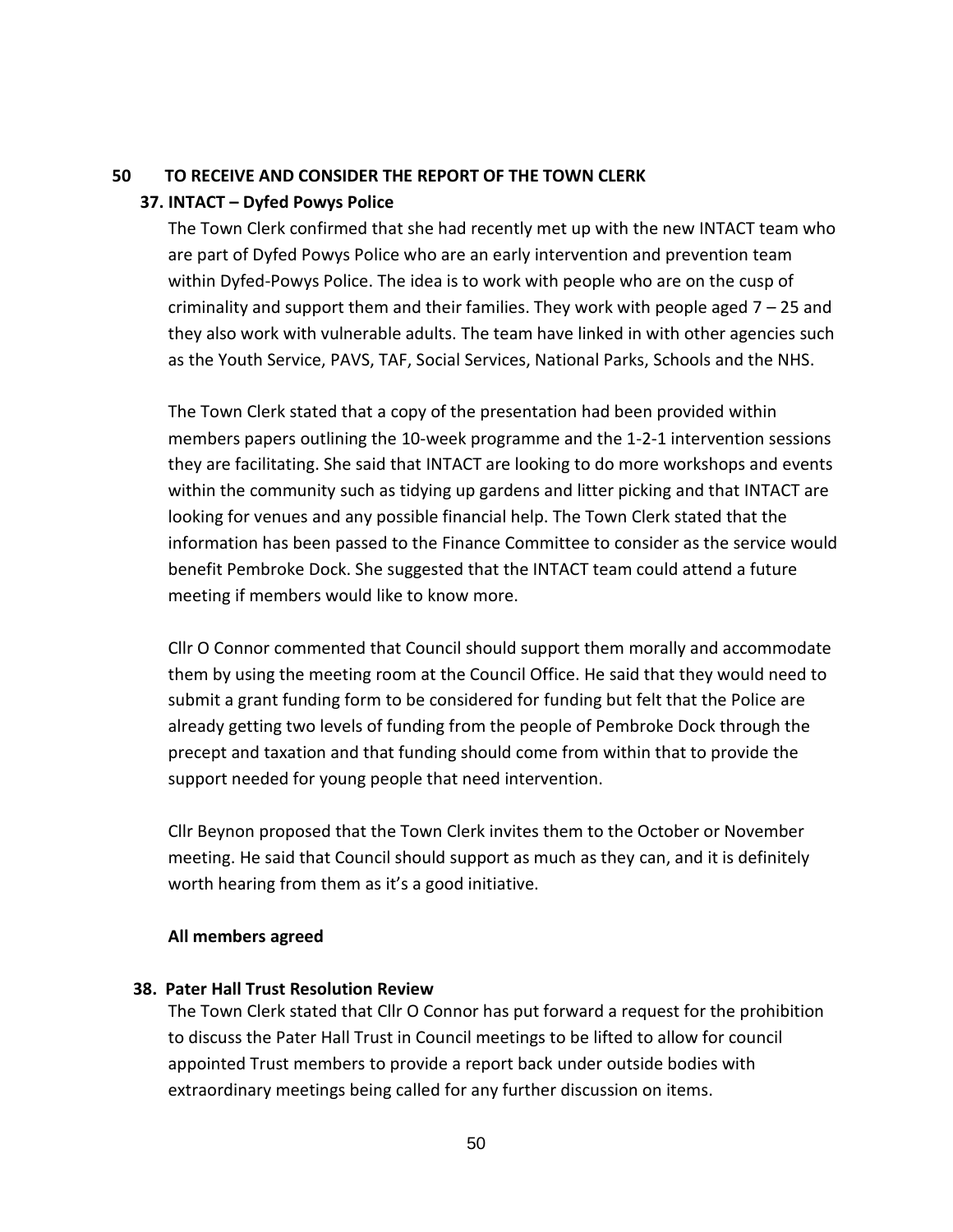## 50 TO RECEIVE AND CONSIDER THE REPORT OF THE TOWN CLERK

### 37. INTACT – Dyfed Powys Police

The Town Clerk confirmed that she had recently met up with the new INTACT team who are part of Dyfed Powys Police who are an early intervention and prevention team within Dyfed-Powys Police. The idea is to work with people who are on the cusp of criminality and support them and their families. They work with people aged 7 – 25 and they also work with vulnerable adults. The team have linked in with other agencies such as the Youth Service, PAVS, TAF, Social Services, National Parks, Schools and the NHS.

The Town Clerk stated that a copy of the presentation had been provided within members papers outlining the 10-week programme and the 1-2-1 intervention sessions they are facilitating. She said that INTACT are looking to do more workshops and events within the community such as tidying up gardens and litter picking and that INTACT are looking for venues and any possible financial help. The Town Clerk stated that the information has been passed to the Finance Committee to consider as the service would benefit Pembroke Dock. She suggested that the INTACT team could attend a future meeting if members would like to know more.

Cllr O Connor commented that Council should support them morally and accommodate them by using the meeting room at the Council Office. He said that they would need to submit a grant funding form to be considered for funding but felt that the Police are already getting two levels of funding from the people of Pembroke Dock through the precept and taxation and that funding should come from within that to provide the support needed for young people that need intervention.

Cllr Beynon proposed that the Town Clerk invites them to the October or November meeting. He said that Council should support as much as they can, and it is definitely worth hearing from them as it's a good initiative.

**All members agreed**

### 38. Pater Hall Trust Resolution Review

The Town Clerk stated that Cllr O Connor has put forward a request for the prohibition to discuss the Pater Hall Trust in Council meetings to be lifted to allow for council appointed Trust members to provide a report back under outside bodies with extraordinary meetings being called for any further discussion on items.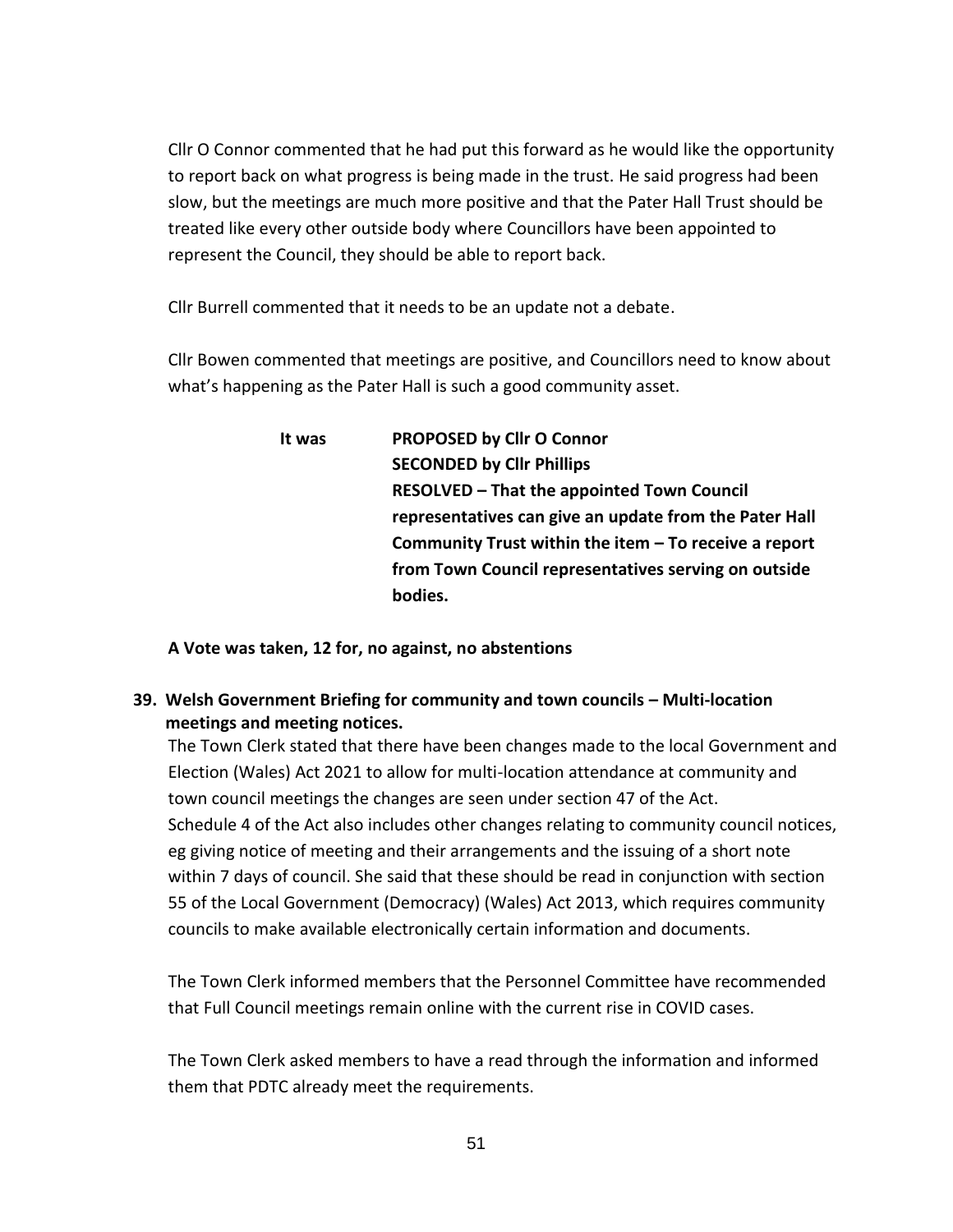Cllr O Connor commented that he had put this forward as he would like the opportunity to report back on what progress is being made in the trust. He said progress had been slow, but the meetings are much more positive and that the Pater Hall Trust should be treated like every other outside body where Councillors have been appointed to represent the Council, they should be able to report back.

Cllr Burrell commented that it needs to be an update not a debate.

Cllr Bowen commented that meetings are positive, and Councillors need to know about what's happening as the Pater Hall is such a good community asset.

**It was** **PROPOSED by Cllr O Connor**
**SECONDED by Cllr Phillips**
**RESOLVED – That the appointed Town Council representatives can give an update from the Pater Hall Community Trust within the item – To receive a report from Town Council representatives serving on outside bodies.**

**A Vote was taken, 12 for, no against, no abstentions**

**39. Welsh Government Briefing for community and town councils – Multi-location meetings and meeting notices.**

The Town Clerk stated that there have been changes made to the local Government and Election (Wales) Act 2021 to allow for multi-location attendance at community and town council meetings the changes are seen under section 47 of the Act.
Schedule 4 of the Act also includes other changes relating to community council notices, eg giving notice of meeting and their arrangements and the issuing of a short note within 7 days of council. She said that these should be read in conjunction with section 55 of the Local Government (Democracy) (Wales) Act 2013, which requires community councils to make available electronically certain information and documents.

The Town Clerk informed members that the Personnel Committee have recommended that Full Council meetings remain online with the current rise in COVID cases.

The Town Clerk asked members to have a read through the information and informed them that PDTC already meet the requirements.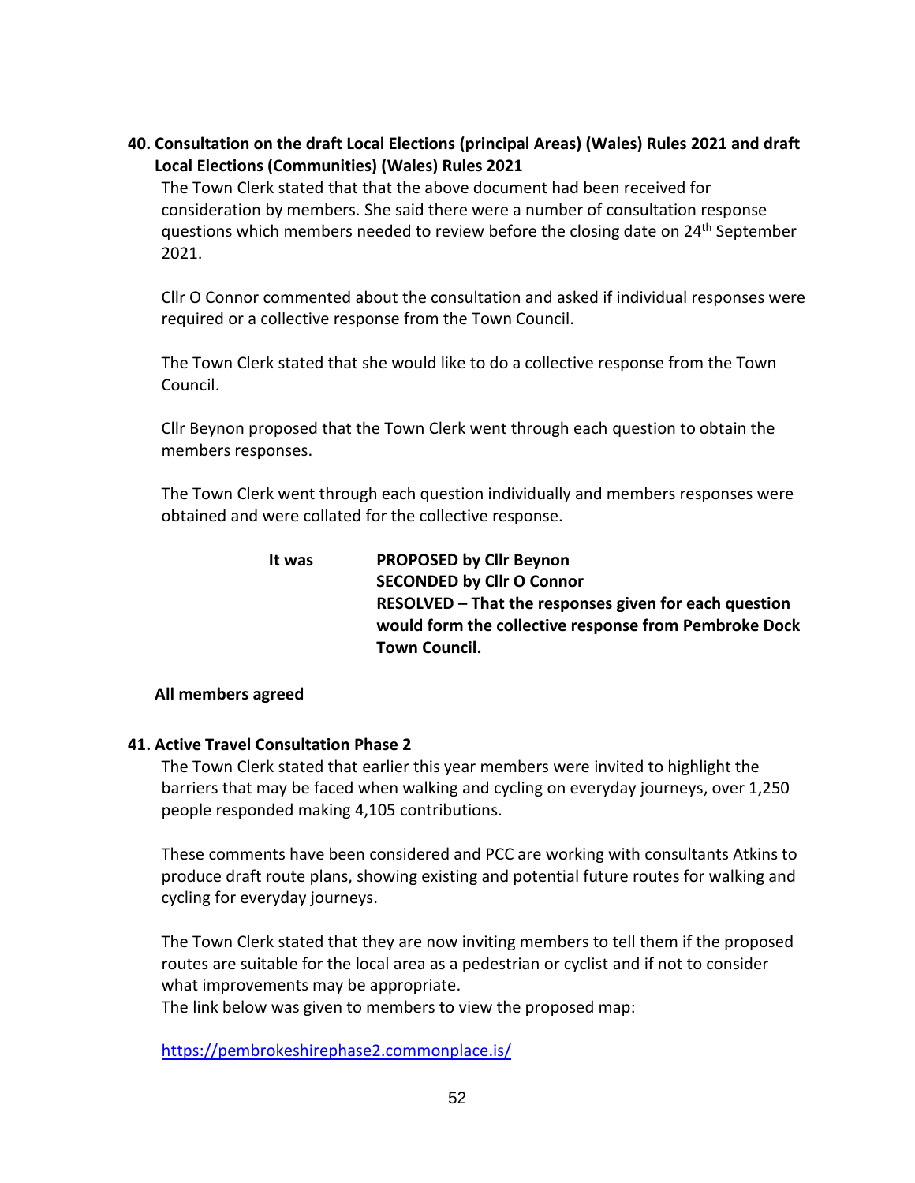## 40. Consultation on the draft Local Elections (principal Areas) (Wales) Rules 2021 and draft Local Elections (Communities) (Wales) Rules 2021

The Town Clerk stated that that the above document had been received for consideration by members. She said there were a number of consultation response questions which members needed to review before the closing date on 24th September 2021.

Cllr O Connor commented about the consultation and asked if individual responses were required or a collective response from the Town Council.

The Town Clerk stated that she would like to do a collective response from the Town Council.

Cllr Beynon proposed that the Town Clerk went through each question to obtain the members responses.

The Town Clerk went through each question individually and members responses were obtained and were collated for the collective response.

**It was** **PROPOSED by Cllr Beynon**
**SECONDED by Cllr O Connor**
**RESOLVED – That the responses given for each question would form the collective response from Pembroke Dock Town Council.**

**All members agreed**

## 41. Active Travel Consultation Phase 2

The Town Clerk stated that earlier this year members were invited to highlight the barriers that may be faced when walking and cycling on everyday journeys, over 1,250 people responded making 4,105 contributions.

These comments have been considered and PCC are working with consultants Atkins to produce draft route plans, showing existing and potential future routes for walking and cycling for everyday journeys.

The Town Clerk stated that they are now inviting members to tell them if the proposed routes are suitable for the local area as a pedestrian or cyclist and if not to consider what improvements may be appropriate.
The link below was given to members to view the proposed map:

https://pembrokeshirephase2.commonplace.is/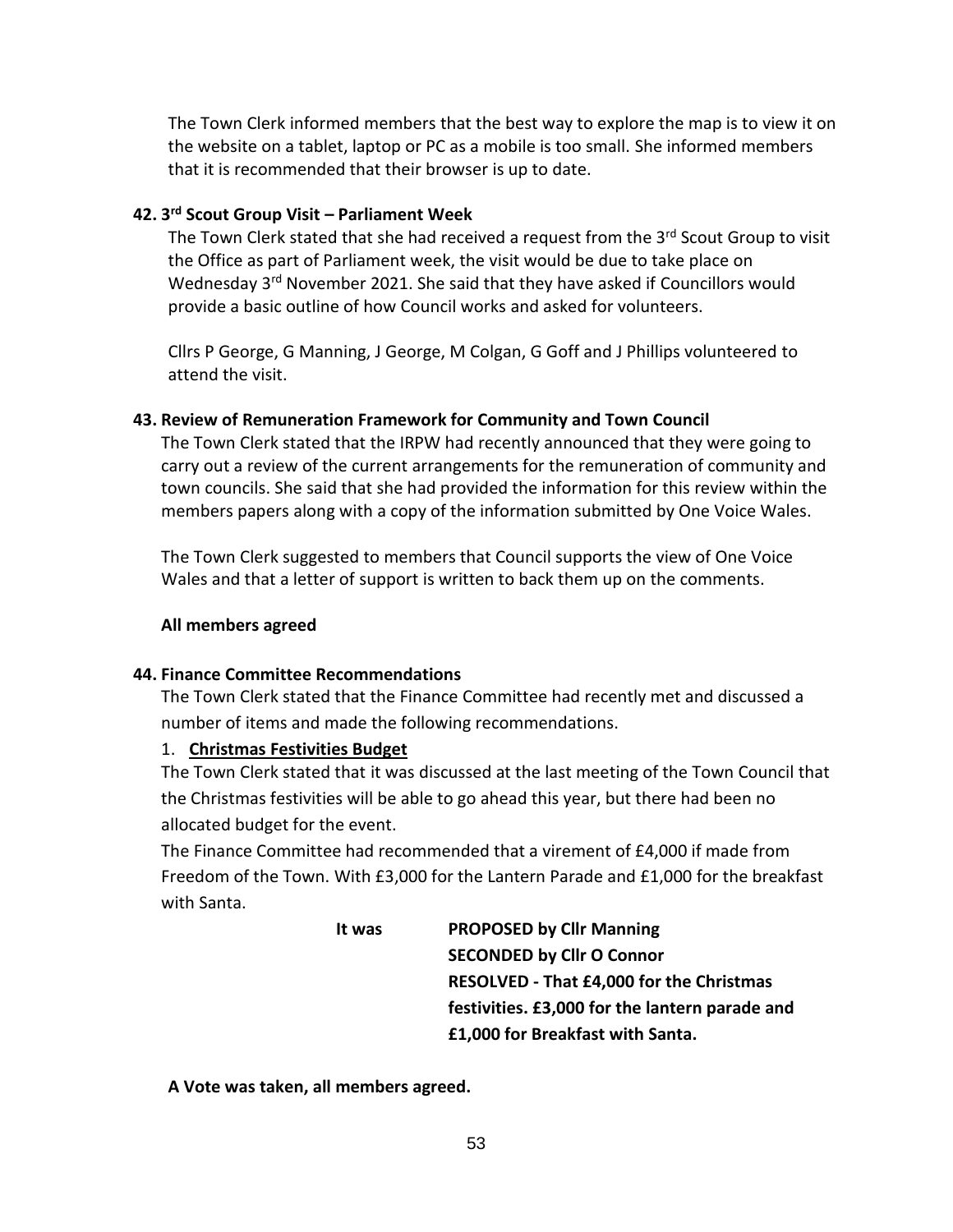The Town Clerk informed members that the best way to explore the map is to view it on the website on a tablet, laptop or PC as a mobile is too small. She informed members that it is recommended that their browser is up to date.

### 42. 3rd Scout Group Visit – Parliament Week

The Town Clerk stated that she had received a request from the 3rd Scout Group to visit the Office as part of Parliament week, the visit would be due to take place on Wednesday 3rd November 2021. She said that they have asked if Councillors would provide a basic outline of how Council works and asked for volunteers.

Cllrs P George, G Manning, J George, M Colgan, G Goff and J Phillips volunteered to attend the visit.

### 43. Review of Remuneration Framework for Community and Town Council

The Town Clerk stated that the IRPW had recently announced that they were going to carry out a review of the current arrangements for the remuneration of community and town councils. She said that she had provided the information for this review within the members papers along with a copy of the information submitted by One Voice Wales.

The Town Clerk suggested to members that Council supports the view of One Voice Wales and that a letter of support is written to back them up on the comments.

**All members agreed**

### 44. Finance Committee Recommendations

The Town Clerk stated that the Finance Committee had recently met and discussed a number of items and made the following recommendations.

1. **Christmas Festivities Budget**

The Town Clerk stated that it was discussed at the last meeting of the Town Council that the Christmas festivities will be able to go ahead this year, but there had been no allocated budget for the event.

The Finance Committee had recommended that a virement of £4,000 if made from Freedom of the Town. With £3,000 for the Lantern Parade and £1,000 for the breakfast with Santa.

**It was** **PROPOSED by Cllr Manning**
**SECONDED by Cllr O Connor**
**RESOLVED - That £4,000 for the Christmas festivities. £3,000 for the lantern parade and £1,000 for Breakfast with Santa.**

**A Vote was taken, all members agreed.**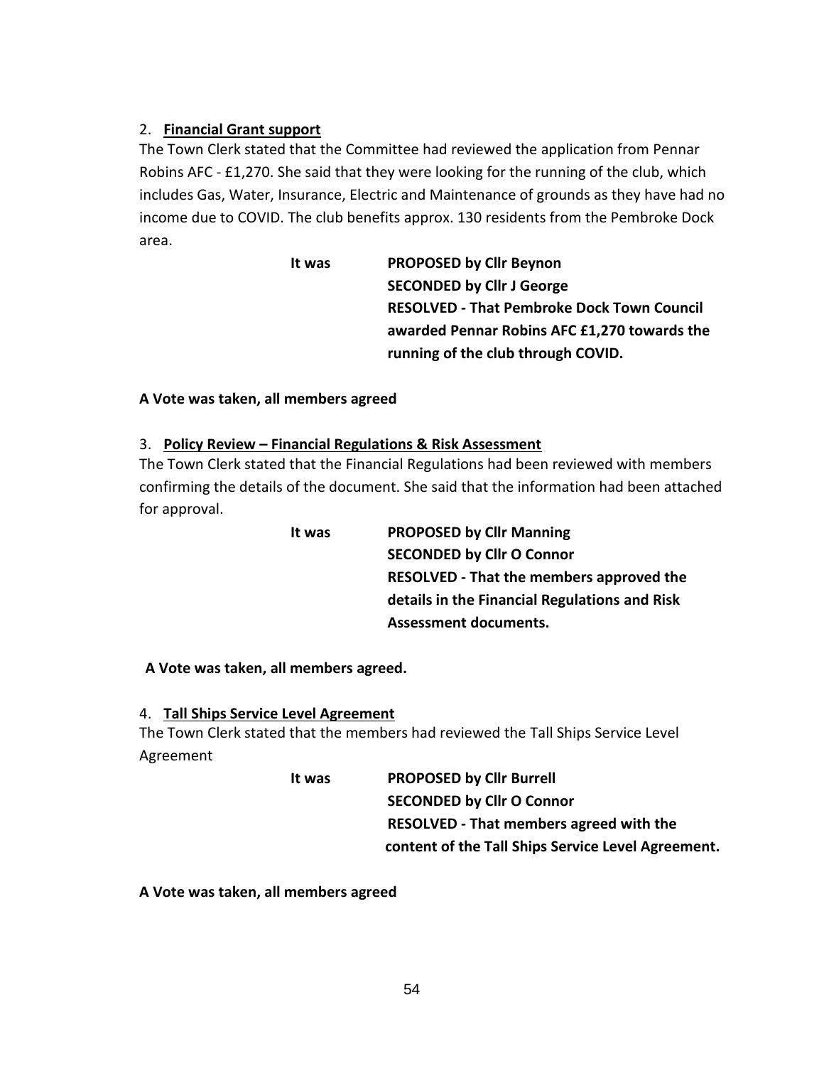2. **Financial Grant support**

The Town Clerk stated that the Committee had reviewed the application from Pennar Robins AFC - £1,270. She said that they were looking for the running of the club, which includes Gas, Water, Insurance, Electric and Maintenance of grounds as they have had no income due to COVID. The club benefits approx. 130 residents from the Pembroke Dock area.

**It was** **PROPOSED by Cllr Beynon**
**SECONDED by Cllr J George**
**RESOLVED - That Pembroke Dock Town Council awarded Pennar Robins AFC £1,270 towards the running of the club through COVID.**

**A Vote was taken, all members agreed**

3. **Policy Review – Financial Regulations & Risk Assessment**

The Town Clerk stated that the Financial Regulations had been reviewed with members confirming the details of the document. She said that the information had been attached for approval.

**It was** **PROPOSED by Cllr Manning**
**SECONDED by Cllr O Connor**
**RESOLVED - That the members approved the details in the Financial Regulations and Risk Assessment documents.**

**A Vote was taken, all members agreed.**

4. **Tall Ships Service Level Agreement**

The Town Clerk stated that the members had reviewed the Tall Ships Service Level Agreement

**It was** **PROPOSED by Cllr Burrell**
**SECONDED by Cllr O Connor**
**RESOLVED - That members agreed with the content of the Tall Ships Service Level Agreement.**

**A Vote was taken, all members agreed**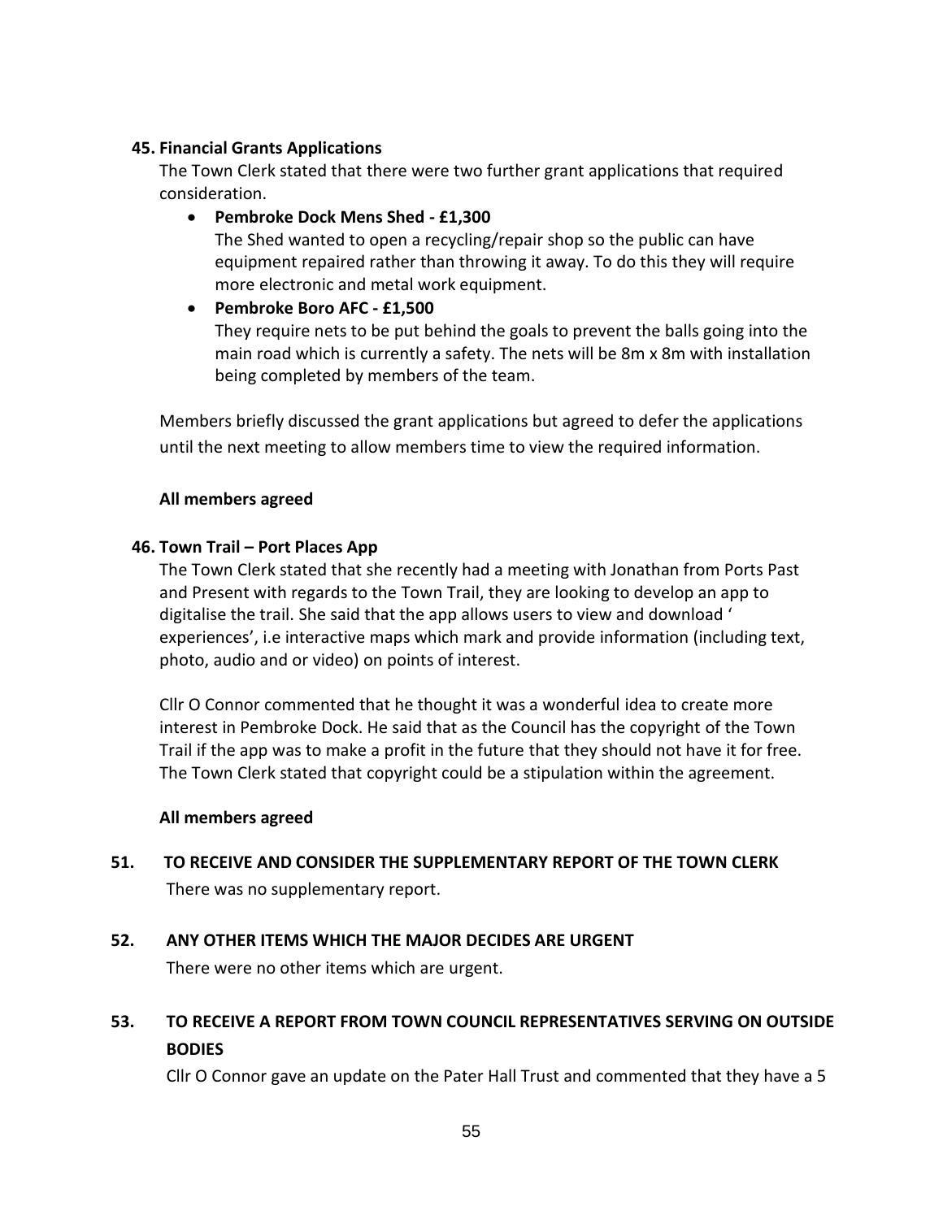**45. Financial Grants Applications**

The Town Clerk stated that there were two further grant applications that required consideration.

- **Pembroke Dock Mens Shed - £1,300**
  The Shed wanted to open a recycling/repair shop so the public can have equipment repaired rather than throwing it away. To do this they will require more electronic and metal work equipment.
- **Pembroke Boro AFC - £1,500**
  They require nets to be put behind the goals to prevent the balls going into the main road which is currently a safety. The nets will be 8m x 8m with installation being completed by members of the team.

Members briefly discussed the grant applications but agreed to defer the applications until the next meeting to allow members time to view the required information.

**All members agreed**

**46. Town Trail – Port Places App**

The Town Clerk stated that she recently had a meeting with Jonathan from Ports Past and Present with regards to the Town Trail, they are looking to develop an app to digitalise the trail. She said that the app allows users to view and download ' experiences', i.e interactive maps which mark and provide information (including text, photo, audio and or video) on points of interest.

Cllr O Connor commented that he thought it was a wonderful idea to create more interest in Pembroke Dock. He said that as the Council has the copyright of the Town Trail if the app was to make a profit in the future that they should not have it for free. The Town Clerk stated that copyright could be a stipulation within the agreement.

**All members agreed**

**51. TO RECEIVE AND CONSIDER THE SUPPLEMENTARY REPORT OF THE TOWN CLERK**

There was no supplementary report.

**52. ANY OTHER ITEMS WHICH THE MAJOR DECIDES ARE URGENT**

There were no other items which are urgent.

**53. TO RECEIVE A REPORT FROM TOWN COUNCIL REPRESENTATIVES SERVING ON OUTSIDE BODIES**

Cllr O Connor gave an update on the Pater Hall Trust and commented that they have a 5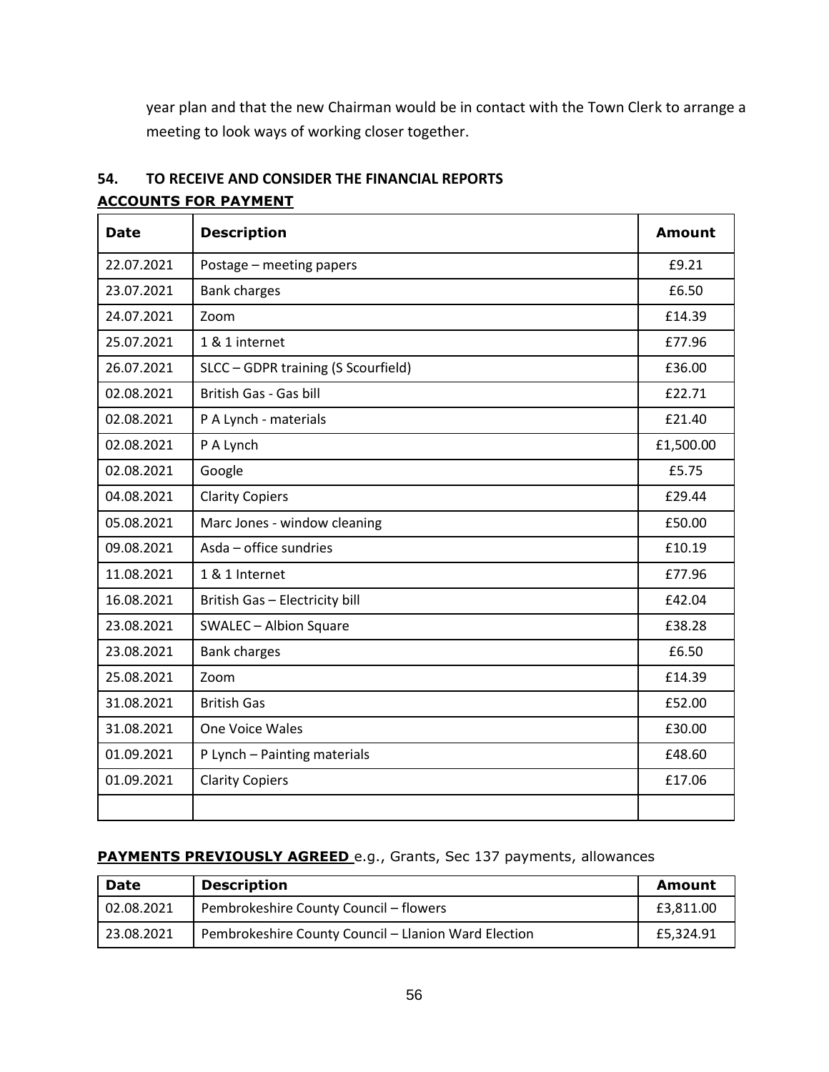year plan and that the new Chairman would be in contact with the Town Clerk to arrange a meeting to look ways of working closer together.

## 54. TO RECEIVE AND CONSIDER THE FINANCIAL REPORTS

**ACCOUNTS FOR PAYMENT**

| Date | Description | Amount |
|---|---|---|
| 22.07.2021 | Postage – meeting papers | £9.21 |
| 23.07.2021 | Bank charges | £6.50 |
| 24.07.2021 | Zoom | £14.39 |
| 25.07.2021 | 1 & 1 internet | £77.96 |
| 26.07.2021 | SLCC – GDPR training (S Scourfield) | £36.00 |
| 02.08.2021 | British Gas - Gas bill | £22.71 |
| 02.08.2021 | P A Lynch - materials | £21.40 |
| 02.08.2021 | P A Lynch | £1,500.00 |
| 02.08.2021 | Google | £5.75 |
| 04.08.2021 | Clarity Copiers | £29.44 |
| 05.08.2021 | Marc Jones - window cleaning | £50.00 |
| 09.08.2021 | Asda – office sundries | £10.19 |
| 11.08.2021 | 1 & 1 Internet | £77.96 |
| 16.08.2021 | British Gas – Electricity bill | £42.04 |
| 23.08.2021 | SWALEC – Albion Square | £38.28 |
| 23.08.2021 | Bank charges | £6.50 |
| 25.08.2021 | Zoom | £14.39 |
| 31.08.2021 | British Gas | £52.00 |
| 31.08.2021 | One Voice Wales | £30.00 |
| 01.09.2021 | P Lynch – Painting materials | £48.60 |
| 01.09.2021 | Clarity Copiers | £17.06 |
| | | |

**PAYMENTS PREVIOUSLY AGREED** e.g., Grants, Sec 137 payments, allowances

| Date | Description | Amount |
|---|---|---|
| 02.08.2021 | Pembrokeshire County Council – flowers | £3,811.00 |
| 23.08.2021 | Pembrokeshire County Council – Llanion Ward Election | £5,324.91 |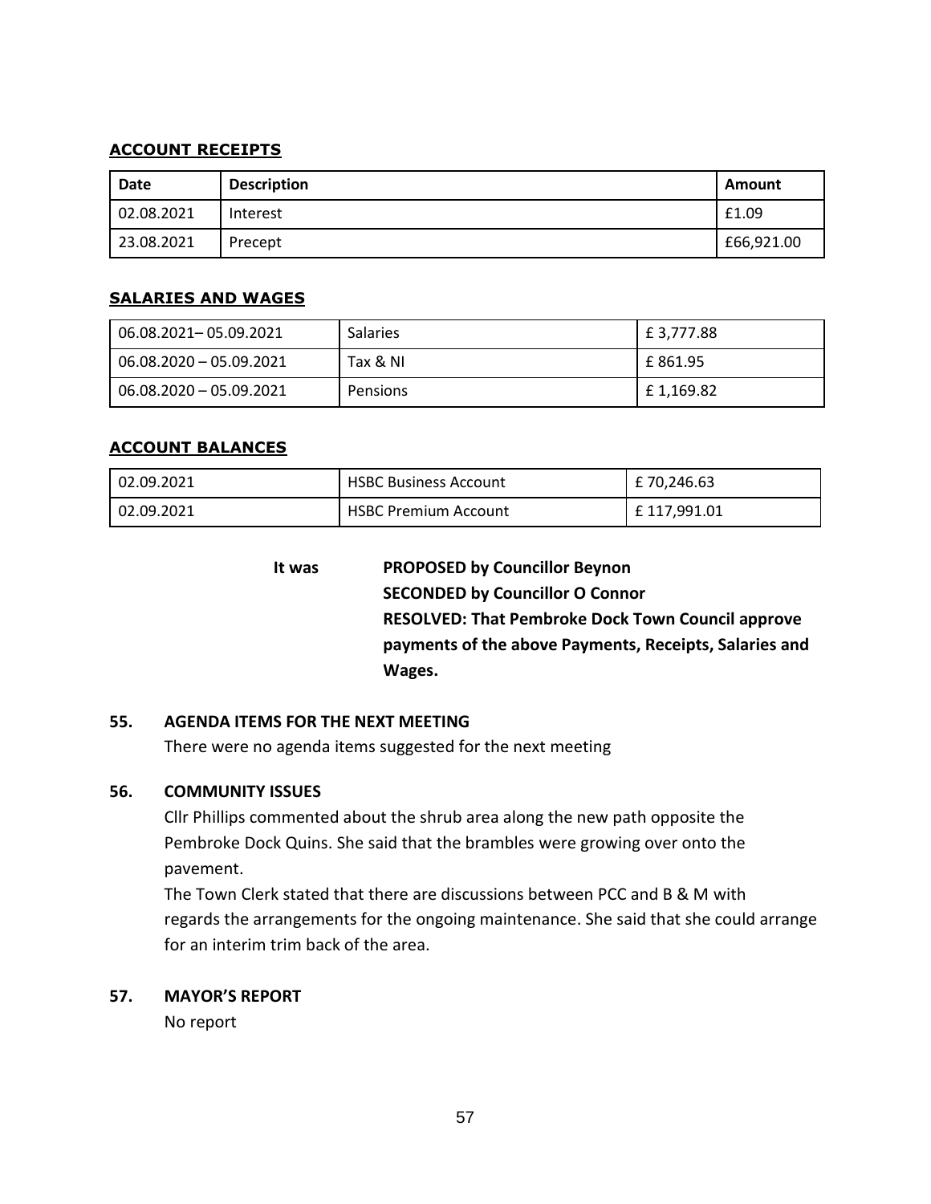**ACCOUNT RECEIPTS**

| Date | Description | Amount |
|---|---|---|
| 02.08.2021 | Interest | £1.09 |
| 23.08.2021 | Precept | £66,921.00 |

**SALARIES AND WAGES**

| | | |
|---|---|---|
| 06.08.2021– 05.09.2021 | Salaries | £ 3,777.88 |
| 06.08.2020 – 05.09.2021 | Tax & NI | £ 861.95 |
| 06.08.2020 – 05.09.2021 | Pensions | £ 1,169.82 |

**ACCOUNT BALANCES**

| | | |
|---|---|---|
| 02.09.2021 | HSBC Business Account | £ 70,246.63 |
| 02.09.2021 | HSBC Premium Account | £ 117,991.01 |

It was **PROPOSED by Councillor Beynon**
**SECONDED by Councillor O Connor**
**RESOLVED: That Pembroke Dock Town Council approve payments of the above Payments, Receipts, Salaries and Wages.**

**55. AGENDA ITEMS FOR THE NEXT MEETING**

There were no agenda items suggested for the next meeting

**56. COMMUNITY ISSUES**

Cllr Phillips commented about the shrub area along the new path opposite the Pembroke Dock Quins. She said that the brambles were growing over onto the pavement.

The Town Clerk stated that there are discussions between PCC and B & M with regards the arrangements for the ongoing maintenance. She said that she could arrange for an interim trim back of the area.

**57. MAYOR'S REPORT**

No report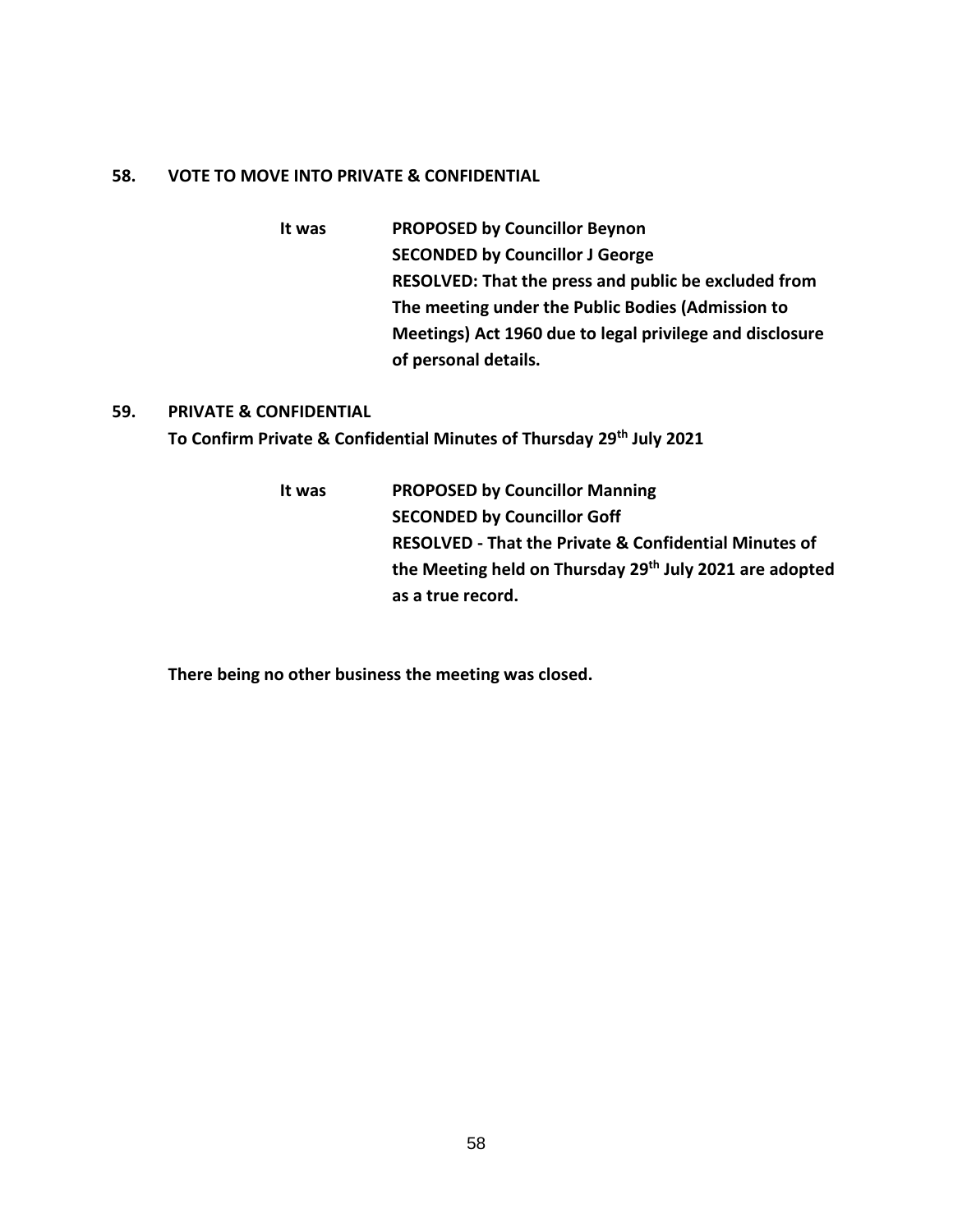**58. VOTE TO MOVE INTO PRIVATE & CONFIDENTIAL**

**It was PROPOSED by Councillor Beynon**
**SECONDED by Councillor J George**
**RESOLVED: That the press and public be excluded from The meeting under the Public Bodies (Admission to Meetings) Act 1960 due to legal privilege and disclosure of personal details.**

**59. PRIVATE & CONFIDENTIAL**

**To Confirm Private & Confidential Minutes of Thursday 29th July 2021**

**It was PROPOSED by Councillor Manning**
**SECONDED by Councillor Goff**
**RESOLVED - That the Private & Confidential Minutes of the Meeting held on Thursday 29th July 2021 are adopted as a true record.**

**There being no other business the meeting was closed.**